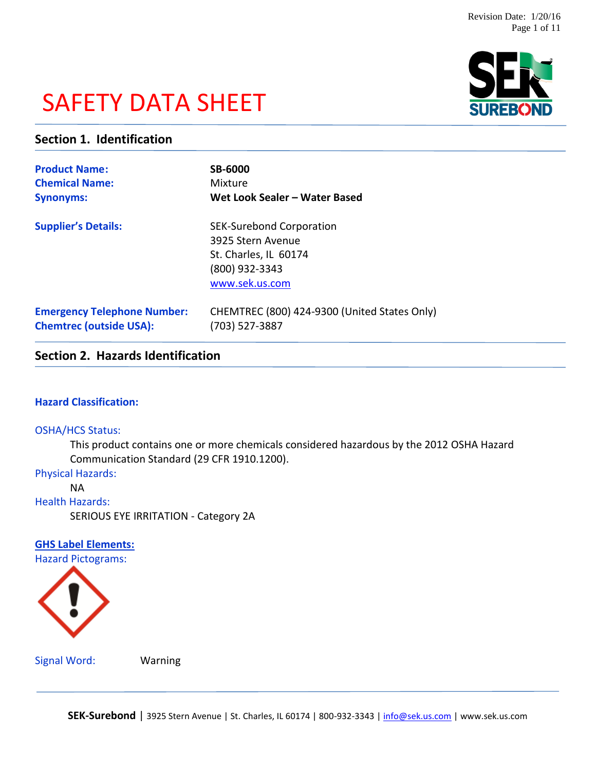# SAFETY DATA SHEET

## Section 1. Identification

**Product Name:** **SB-6000**
**Chemical Name:** Mixture
**Synonyms:** **Wet Look Sealer – Water Based**

**Supplier's Details:**
SEK-Surebond Corporation
3925 Stern Avenue
St. Charles, IL 60174
(800) 932-3343
www.sek.us.com

**Emergency Telephone Number:** CHEMTREC (800) 424-9300 (United States Only)
**Chemtrec (outside USA):** (703) 527-3887

## Section 2. Hazards Identification

**Hazard Classification:**

OSHA/HCS Status:

This product contains one or more chemicals considered hazardous by the 2012 OSHA Hazard Communication Standard (29 CFR 1910.1200).

Physical Hazards:

NA

Health Hazards:

SERIOUS EYE IRRITATION - Category 2A

**GHS Label Elements:**

Hazard Pictograms:

Signal Word: Warning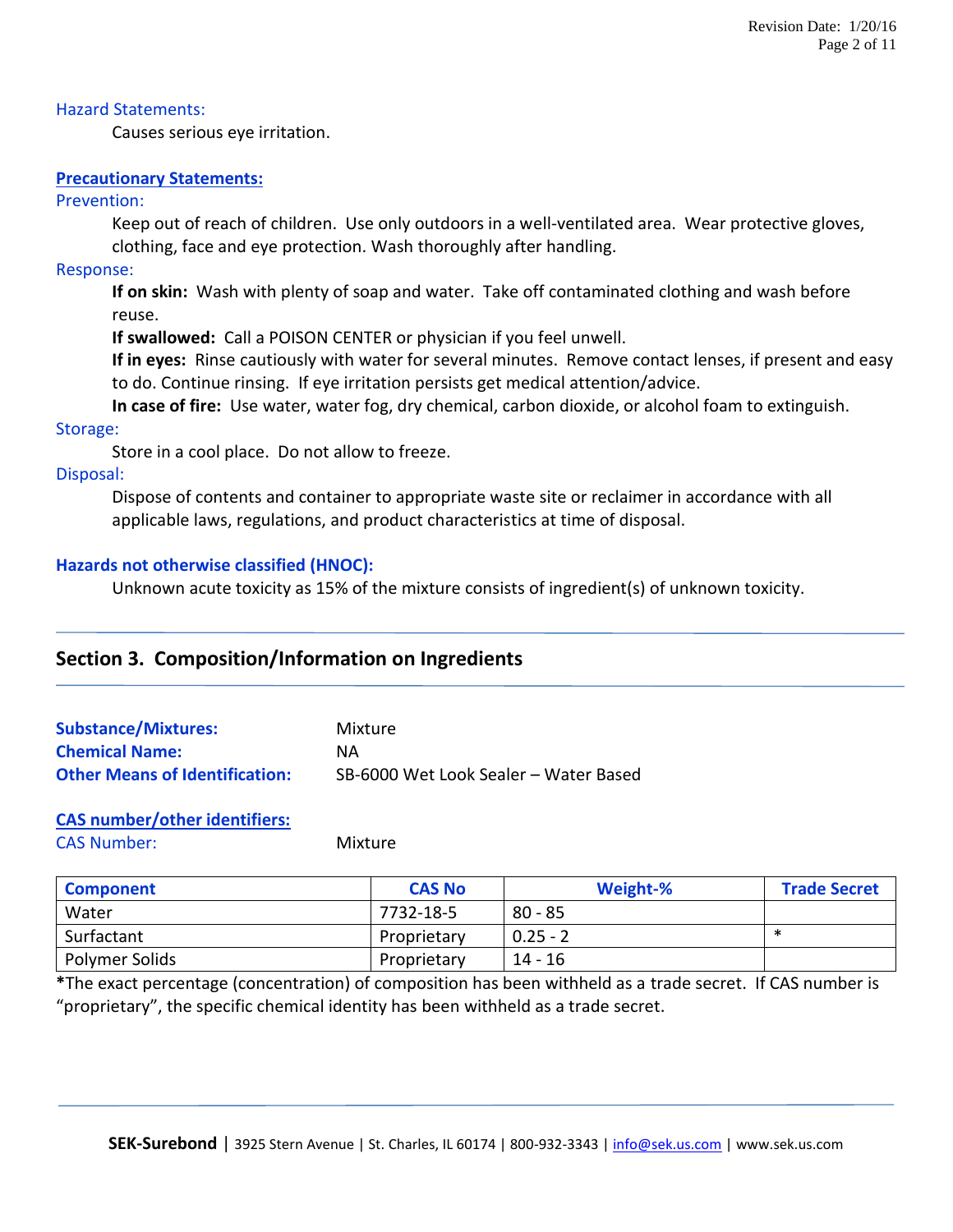### Hazard Statements:

Causes serious eye irritation.

### Precautionary Statements:

**Prevention:**

Keep out of reach of children. Use only outdoors in a well-ventilated area. Wear protective gloves, clothing, face and eye protection. Wash thoroughly after handling.

**Response:**

**If on skin:** Wash with plenty of soap and water. Take off contaminated clothing and wash before reuse.

**If swallowed:** Call a POISON CENTER or physician if you feel unwell.

**If in eyes:** Rinse cautiously with water for several minutes. Remove contact lenses, if present and easy to do. Continue rinsing. If eye irritation persists get medical attention/advice.

**In case of fire:** Use water, water fog, dry chemical, carbon dioxide, or alcohol foam to extinguish.

**Storage:**

Store in a cool place. Do not allow to freeze.

**Disposal:**

Dispose of contents and container to appropriate waste site or reclaimer in accordance with all applicable laws, regulations, and product characteristics at time of disposal.

### Hazards not otherwise classified (HNOC):

Unknown acute toxicity as 15% of the mixture consists of ingredient(s) of unknown toxicity.

## Section 3. Composition/Information on Ingredients

**Substance/Mixtures:** Mixture
**Chemical Name:** NA
**Other Means of Identification:** SB-6000 Wet Look Sealer – Water Based

**CAS number/other identifiers:**
CAS Number: Mixture

| Component | CAS No | Weight-% | Trade Secret |
|---|---|---|---|
| Water | 7732-18-5 | 80 - 85 | |
| Surfactant | Proprietary | 0.25 - 2 | * |
| Polymer Solids | Proprietary | 14 - 16 | |

***The exact percentage (concentration) of composition has been withheld as a trade secret. If CAS number is "proprietary", the specific chemical identity has been withheld as a trade secret.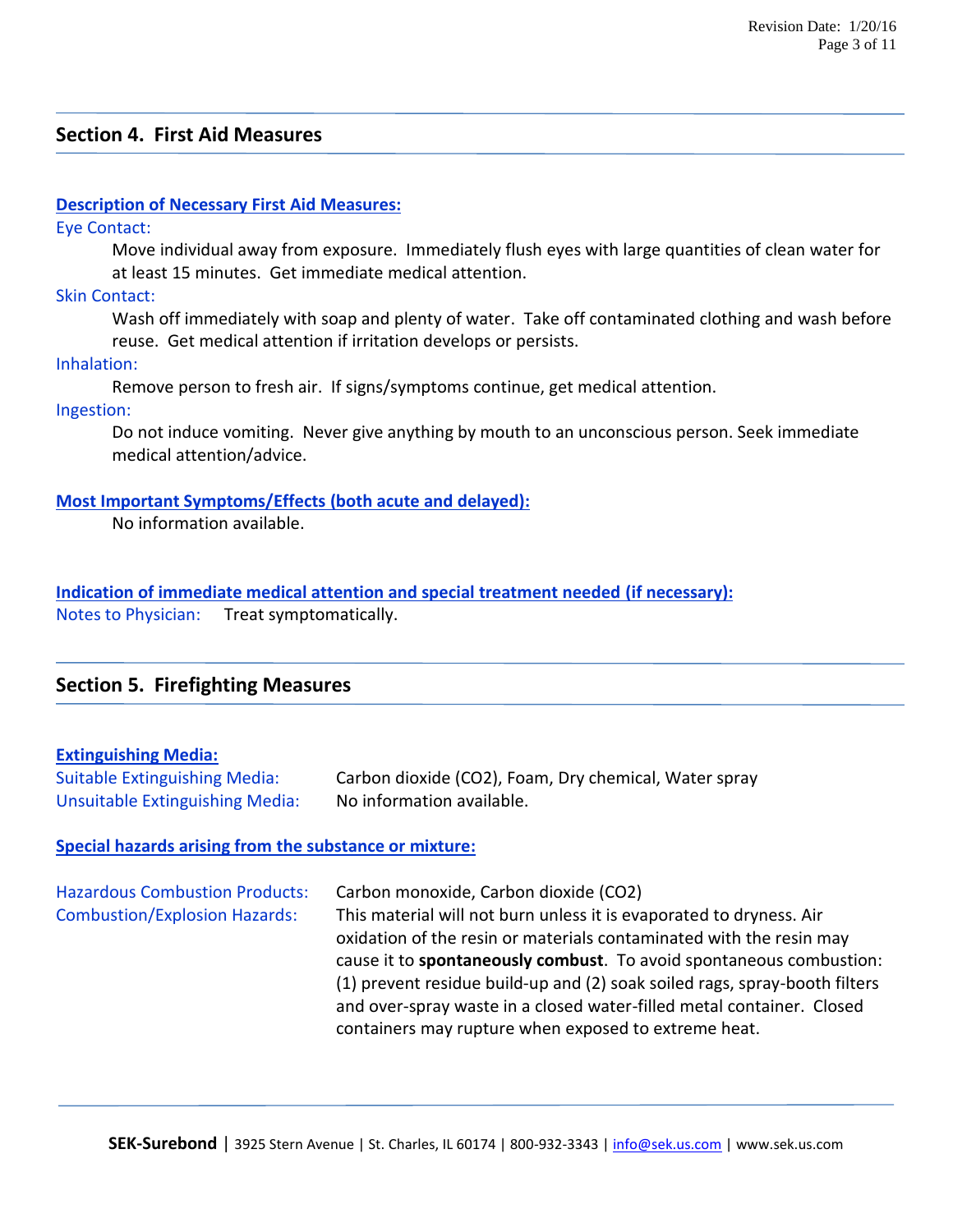## Section 4. First Aid Measures

**Description of Necessary First Aid Measures:**

Eye Contact:

Move individual away from exposure. Immediately flush eyes with large quantities of clean water for at least 15 minutes. Get immediate medical attention.

Skin Contact:

Wash off immediately with soap and plenty of water. Take off contaminated clothing and wash before reuse. Get medical attention if irritation develops or persists.

Inhalation:

Remove person to fresh air. If signs/symptoms continue, get medical attention.

Ingestion:

Do not induce vomiting. Never give anything by mouth to an unconscious person. Seek immediate medical attention/advice.

**Most Important Symptoms/Effects (both acute and delayed):**

No information available.

**Indication of immediate medical attention and special treatment needed (if necessary):**

Notes to Physician: Treat symptomatically.

## Section 5. Firefighting Measures

**Extinguishing Media:**

Suitable Extinguishing Media: Carbon dioxide ($CO_2$), Foam, Dry chemical, Water spray

Unsuitable Extinguishing Media: No information available.

**Special hazards arising from the substance or mixture:**

Hazardous Combustion Products: Carbon monoxide, Carbon dioxide ($CO_2$)

Combustion/Explosion Hazards: This material will not burn unless it is evaporated to dryness. Air oxidation of the resin or materials contaminated with the resin may cause it to **spontaneously combust**. To avoid spontaneous combustion: (1) prevent residue build-up and (2) soak soiled rags, spray-booth filters and over-spray waste in a closed water-filled metal container. Closed containers may rupture when exposed to extreme heat.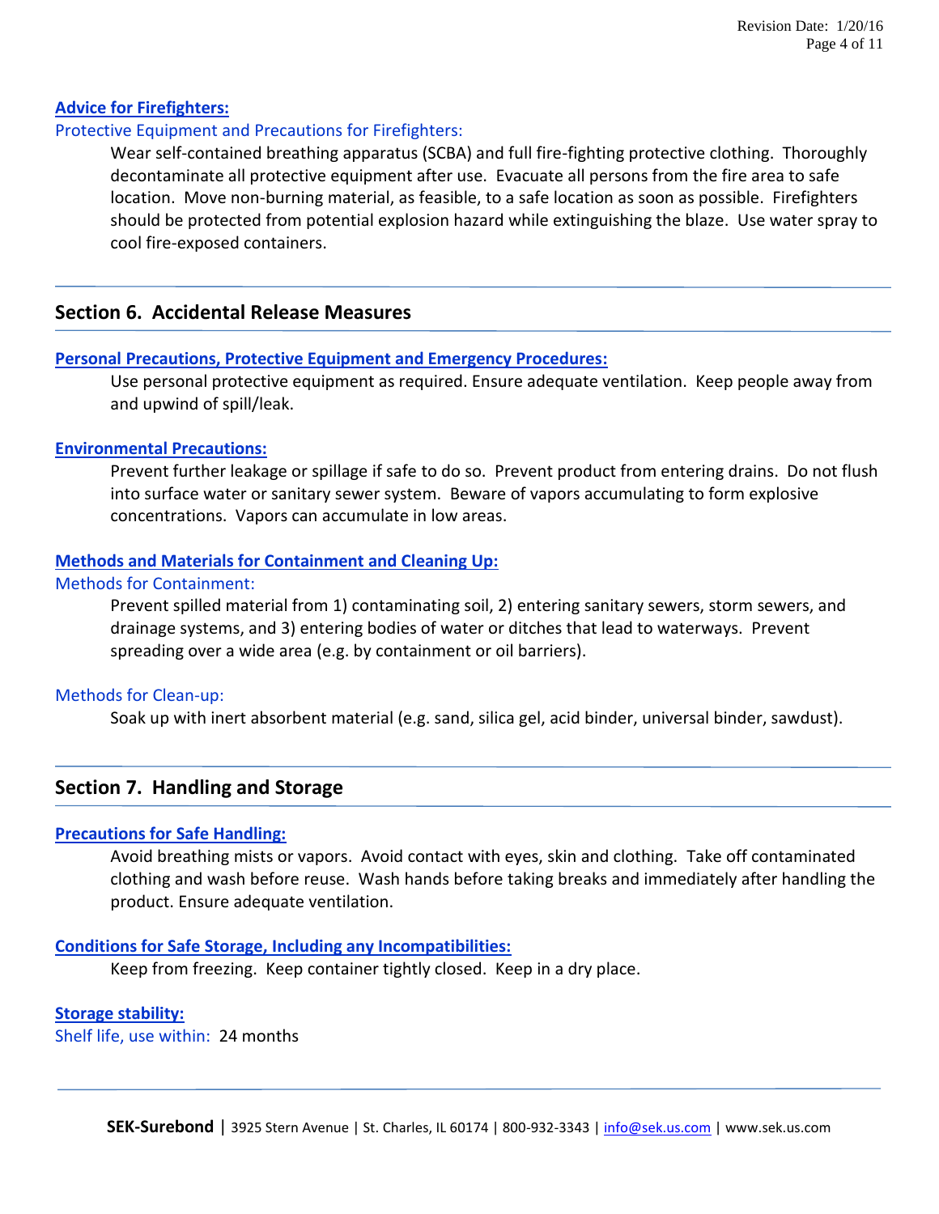### Advice for Firefighters:

Protective Equipment and Precautions for Firefighters:

Wear self-contained breathing apparatus (SCBA) and full fire-fighting protective clothing. Thoroughly decontaminate all protective equipment after use. Evacuate all persons from the fire area to safe location. Move non-burning material, as feasible, to a safe location as soon as possible. Firefighters should be protected from potential explosion hazard while extinguishing the blaze. Use water spray to cool fire-exposed containers.

## Section 6. Accidental Release Measures

### Personal Precautions, Protective Equipment and Emergency Procedures:

Use personal protective equipment as required. Ensure adequate ventilation. Keep people away from and upwind of spill/leak.

### Environmental Precautions:

Prevent further leakage or spillage if safe to do so. Prevent product from entering drains. Do not flush into surface water or sanitary sewer system. Beware of vapors accumulating to form explosive concentrations. Vapors can accumulate in low areas.

### Methods and Materials for Containment and Cleaning Up:

Methods for Containment:

Prevent spilled material from 1) contaminating soil, 2) entering sanitary sewers, storm sewers, and drainage systems, and 3) entering bodies of water or ditches that lead to waterways. Prevent spreading over a wide area (e.g. by containment or oil barriers).

Methods for Clean-up:

Soak up with inert absorbent material (e.g. sand, silica gel, acid binder, universal binder, sawdust).

## Section 7. Handling and Storage

### Precautions for Safe Handling:

Avoid breathing mists or vapors. Avoid contact with eyes, skin and clothing. Take off contaminated clothing and wash before reuse. Wash hands before taking breaks and immediately after handling the product. Ensure adequate ventilation.

### Conditions for Safe Storage, Including any Incompatibilities:

Keep from freezing. Keep container tightly closed. Keep in a dry place.

### Storage stability:

Shelf life, use within: 24 months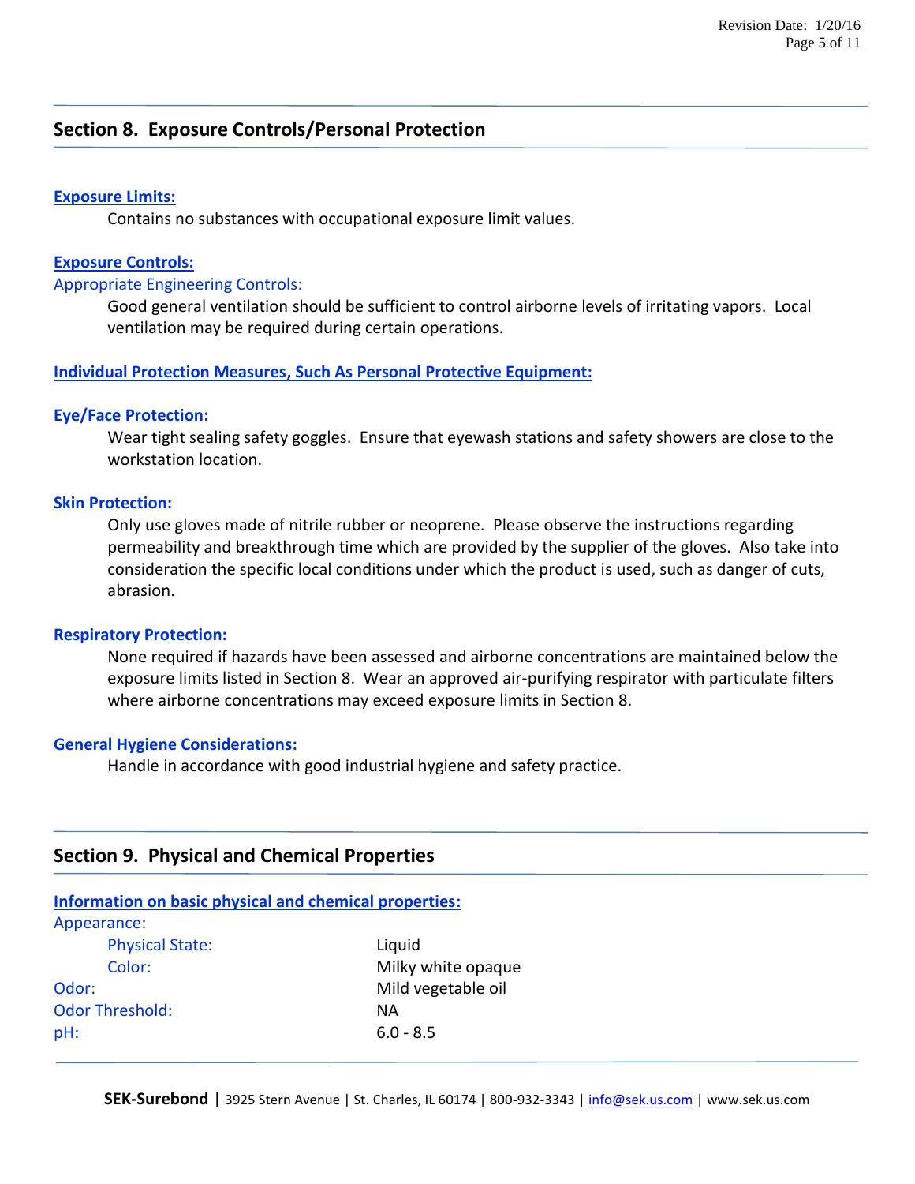## Section 8. Exposure Controls/Personal Protection

**Exposure Limits:**

Contains no substances with occupational exposure limit values.

**Exposure Controls:**

Appropriate Engineering Controls:

Good general ventilation should be sufficient to control airborne levels of irritating vapors. Local ventilation may be required during certain operations.

**Individual Protection Measures, Such As Personal Protective Equipment:**

**Eye/Face Protection:**

Wear tight sealing safety goggles. Ensure that eyewash stations and safety showers are close to the workstation location.

**Skin Protection:**

Only use gloves made of nitrile rubber or neoprene. Please observe the instructions regarding permeability and breakthrough time which are provided by the supplier of the gloves. Also take into consideration the specific local conditions under which the product is used, such as danger of cuts, abrasion.

**Respiratory Protection:**

None required if hazards have been assessed and airborne concentrations are maintained below the exposure limits listed in Section 8. Wear an approved air-purifying respirator with particulate filters where airborne concentrations may exceed exposure limits in Section 8.

**General Hygiene Considerations:**

Handle in accordance with good industrial hygiene and safety practice.

## Section 9. Physical and Chemical Properties

**Information on basic physical and chemical properties:**

Appearance:

| Property | Value |
|---|---|
| Physical State: | Liquid |
| Color: | Milky white opaque |
| Odor: | Mild vegetable oil |
| Odor Threshold: | NA |
| pH: | 6.0 - 8.5 |

**SEK-Surebond** | 3925 Stern Avenue | St. Charles, IL 60174 | 800-932-3343 | info@sek.us.com | www.sek.us.com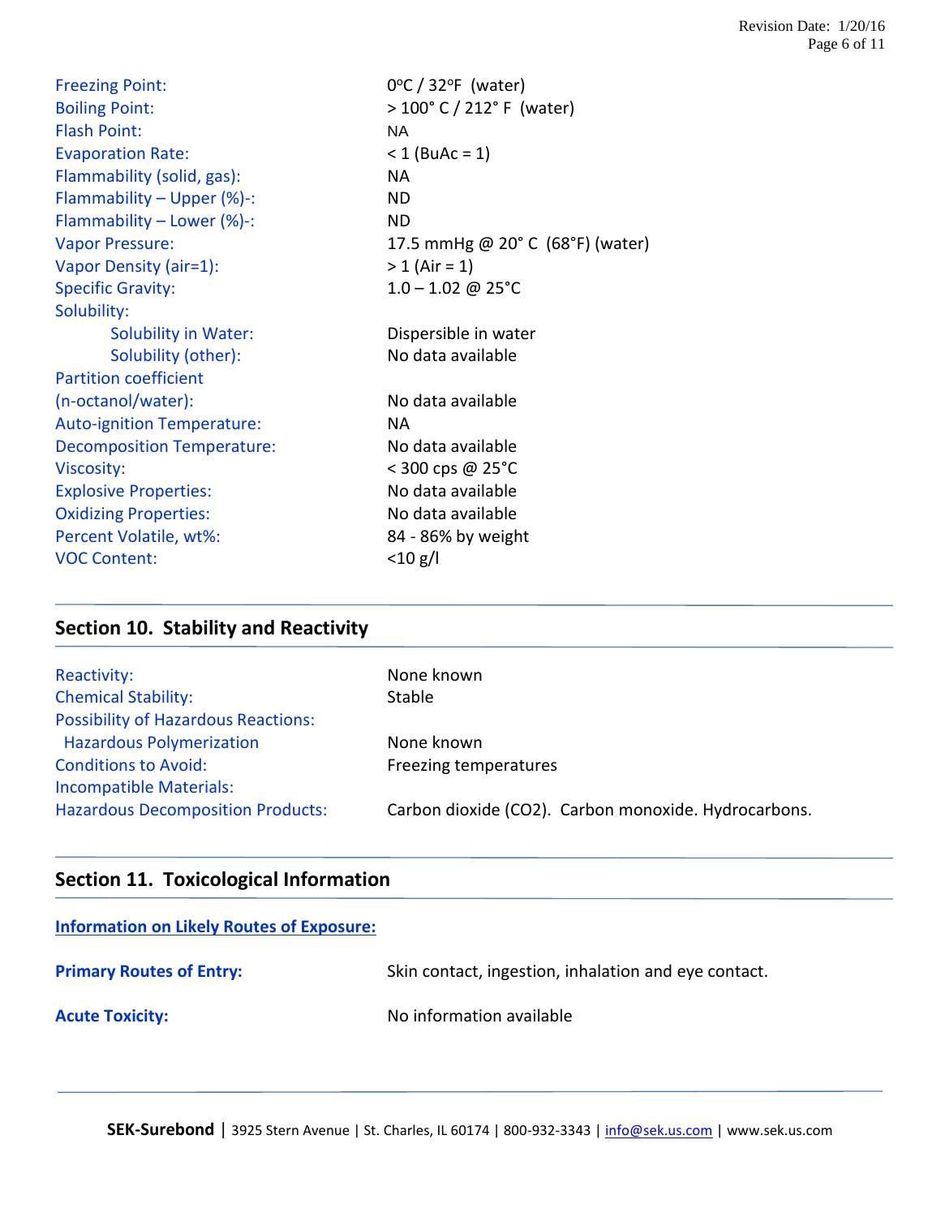| | |
|---|---|
| Freezing Point: | 0°C / 32°F (water) |
| Boiling Point: | > 100° C / 212° F (water) |
| Flash Point: | NA |
| Evaporation Rate: | < 1 (BuAc = 1) |
| Flammability (solid, gas): | NA |
| Flammability – Upper (%)-: | ND |
| Flammability – Lower (%)-: | ND |
| Vapor Pressure: | 17.5 mmHg @ 20° C (68°F) (water) |
| Vapor Density (air=1): | > 1 (Air = 1) |
| Specific Gravity: | 1.0 – 1.02 @ 25°C |
| Solubility: | |
| Solubility in Water: | Dispersible in water |
| Solubility (other): | No data available |
| Partition coefficient (n-octanol/water): | No data available |
| Auto-ignition Temperature: | NA |
| Decomposition Temperature: | No data available |
| Viscosity: | < 300 cps @ 25°C |
| Explosive Properties: | No data available |
| Oxidizing Properties: | No data available |
| Percent Volatile, wt%: | 84 - 86% by weight |
| VOC Content: | <10 g/l |

## Section 10. Stability and Reactivity

| | |
|---|---|
| Reactivity: | None known |
| Chemical Stability: | Stable |
| Possibility of Hazardous Reactions: | |
| Hazardous Polymerization | None known |
| Conditions to Avoid: | Freezing temperatures |
| Incompatible Materials: | |
| Hazardous Decomposition Products: | Carbon dioxide ($CO_2$). Carbon monoxide. Hydrocarbons. |

## Section 11. Toxicological Information

**Information on Likely Routes of Exposure:**

**Primary Routes of Entry:** Skin contact, ingestion, inhalation and eye contact.

**Acute Toxicity:** No information available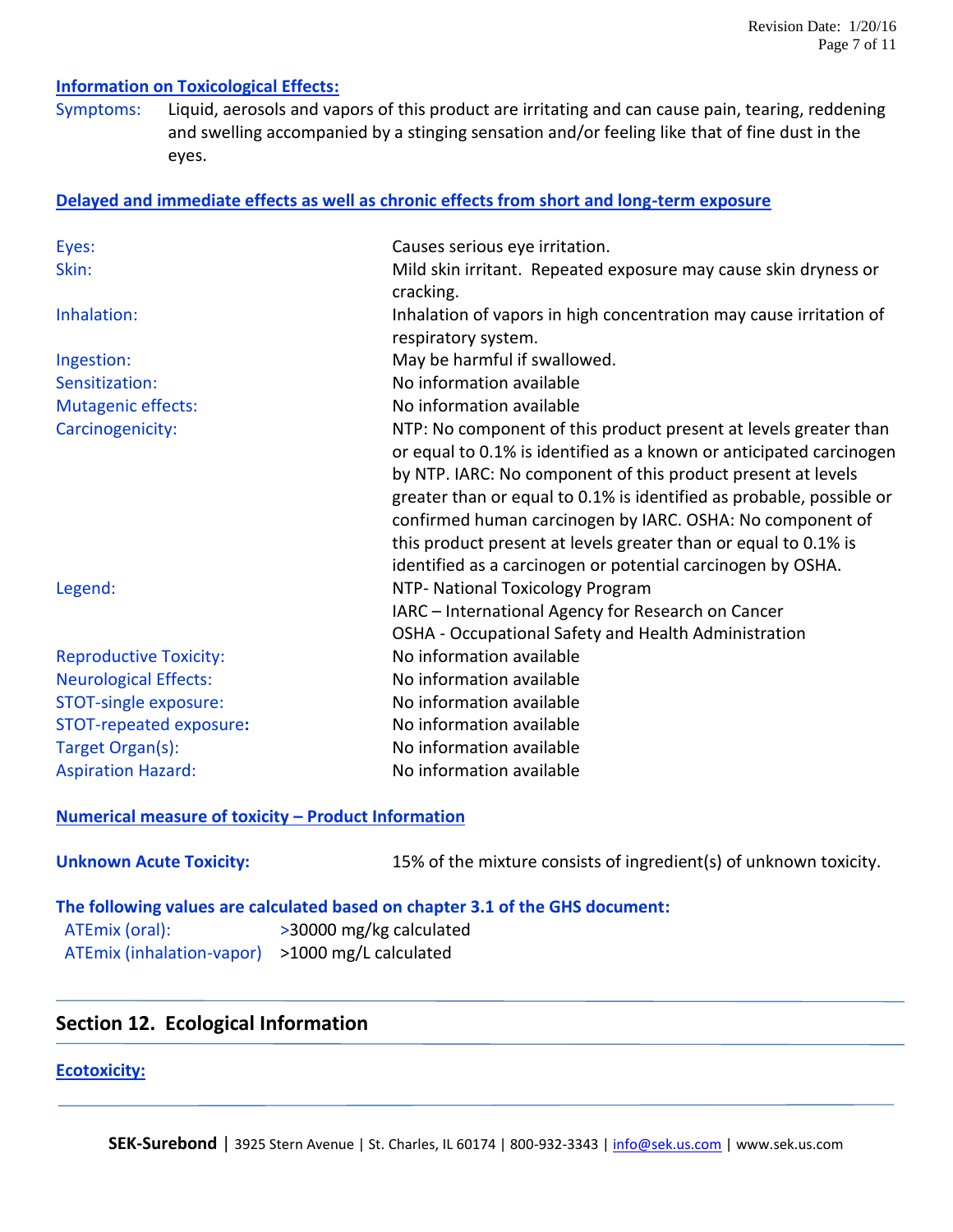**Information on Toxicological Effects:**

Symptoms: Liquid, aerosols and vapors of this product are irritating and can cause pain, tearing, reddening and swelling accompanied by a stinging sensation and/or feeling like that of fine dust in the eyes.

**Delayed and immediate effects as well as chronic effects from short and long-term exposure**

| | |
|---|---|
| Eyes: | Causes serious eye irritation. |
| Skin: | Mild skin irritant. Repeated exposure may cause skin dryness or cracking. |
| Inhalation: | Inhalation of vapors in high concentration may cause irritation of respiratory system. |
| Ingestion: | May be harmful if swallowed. |
| Sensitization: | No information available |
| Mutagenic effects: | No information available |
| Carcinogenicity: | NTP: No component of this product present at levels greater than or equal to 0.1% is identified as a known or anticipated carcinogen by NTP. IARC: No component of this product present at levels greater than or equal to 0.1% is identified as probable, possible or confirmed human carcinogen by IARC. OSHA: No component of this product present at levels greater than or equal to 0.1% is identified as a carcinogen or potential carcinogen by OSHA. |
| Legend: | NTP- National Toxicology Program<br>IARC – International Agency for Research on Cancer<br>OSHA - Occupational Safety and Health Administration |
| Reproductive Toxicity: | No information available |
| Neurological Effects: | No information available |
| STOT-single exposure: | No information available |
| STOT-repeated exposure: | No information available |
| Target Organ(s): | No information available |
| Aspiration Hazard: | No information available |

**Numerical measure of toxicity – Product Information**

**Unknown Acute Toxicity:** 15% of the mixture consists of ingredient(s) of unknown toxicity.

**The following values are calculated based on chapter 3.1 of the GHS document:**

ATEmix (oral): >30000 mg/kg calculated
ATEmix (inhalation-vapor) >1000 mg/L calculated

## Section 12. Ecological Information

**Ecotoxicity:**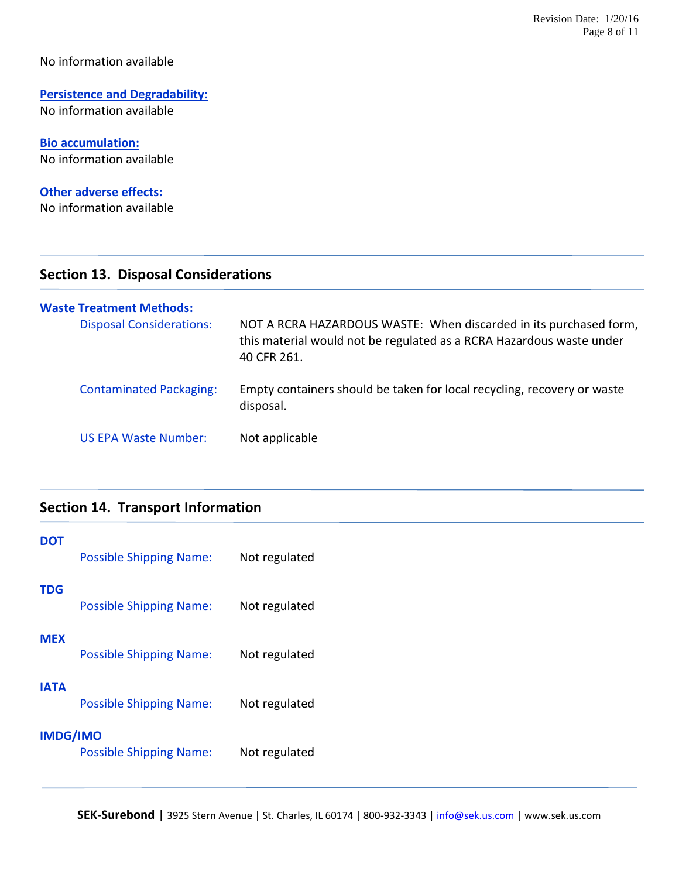No information available

**Persistence and Degradability:**
No information available

**Bio accumulation:**
No information available

**Other adverse effects:**
No information available

## Section 13. Disposal Considerations

**Waste Treatment Methods:**

Disposal Considerations: NOT A RCRA HAZARDOUS WASTE: When discarded in its purchased form, this material would not be regulated as a RCRA Hazardous waste under 40 CFR 261.

Contaminated Packaging: Empty containers should be taken for local recycling, recovery or waste disposal.

US EPA Waste Number: Not applicable

## Section 14. Transport Information

**DOT**

Possible Shipping Name: Not regulated

**TDG**

Possible Shipping Name: Not regulated

**MEX**

Possible Shipping Name: Not regulated

**IATA**

Possible Shipping Name: Not regulated

**IMDG/IMO**

Possible Shipping Name: Not regulated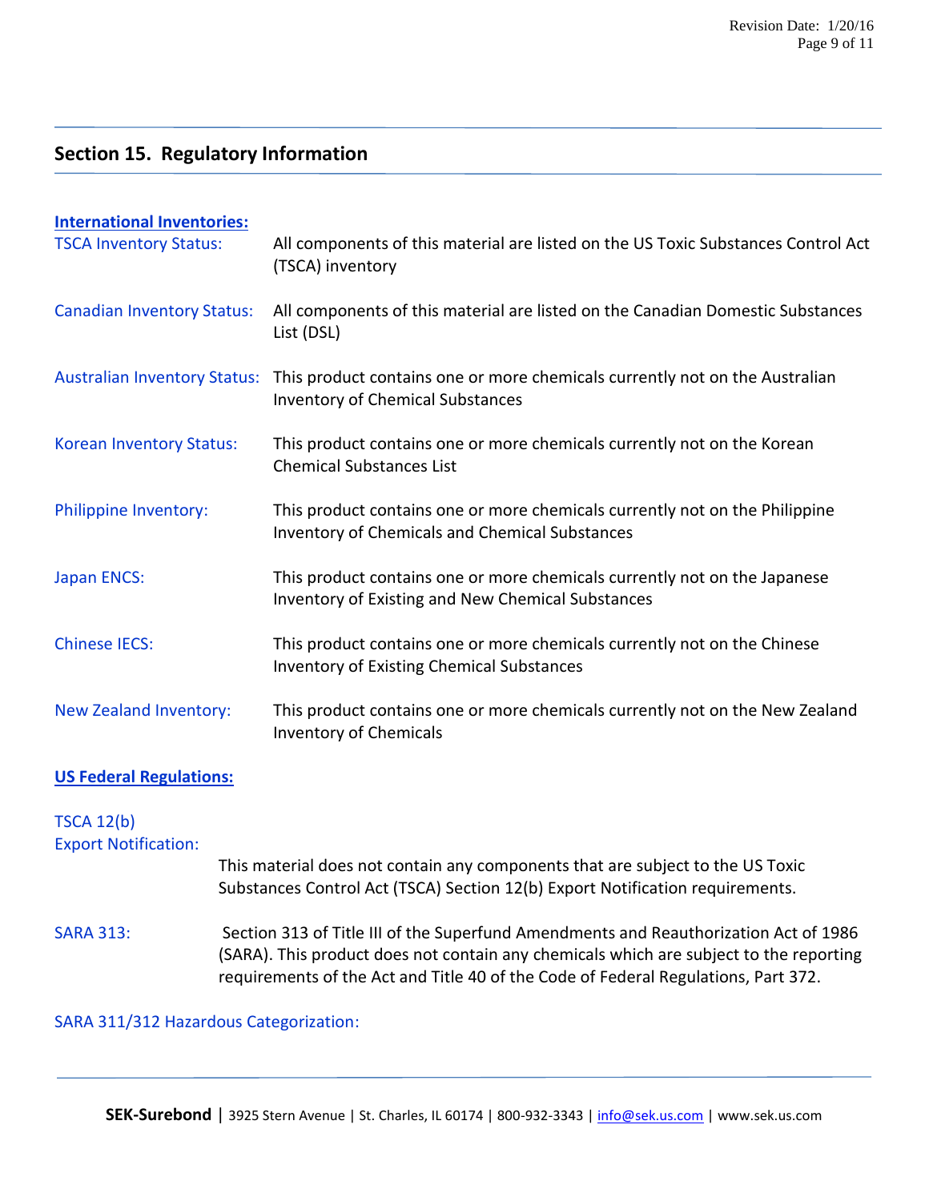## Section 15. Regulatory Information

**International Inventories:**

TSCA Inventory Status: All components of this material are listed on the US Toxic Substances Control Act (TSCA) inventory

Canadian Inventory Status: All components of this material are listed on the Canadian Domestic Substances List (DSL)

Australian Inventory Status: This product contains one or more chemicals currently not on the Australian Inventory of Chemical Substances

Korean Inventory Status: This product contains one or more chemicals currently not on the Korean Chemical Substances List

Philippine Inventory: This product contains one or more chemicals currently not on the Philippine Inventory of Chemicals and Chemical Substances

Japan ENCS: This product contains one or more chemicals currently not on the Japanese Inventory of Existing and New Chemical Substances

Chinese IECS: This product contains one or more chemicals currently not on the Chinese Inventory of Existing Chemical Substances

New Zealand Inventory: This product contains one or more chemicals currently not on the New Zealand Inventory of Chemicals

**US Federal Regulations:**

TSCA 12(b) Export Notification: This material does not contain any components that are subject to the US Toxic Substances Control Act (TSCA) Section 12(b) Export Notification requirements.

SARA 313: Section 313 of Title III of the Superfund Amendments and Reauthorization Act of 1986 (SARA). This product does not contain any chemicals which are subject to the reporting requirements of the Act and Title 40 of the Code of Federal Regulations, Part 372.

SARA 311/312 Hazardous Categorization: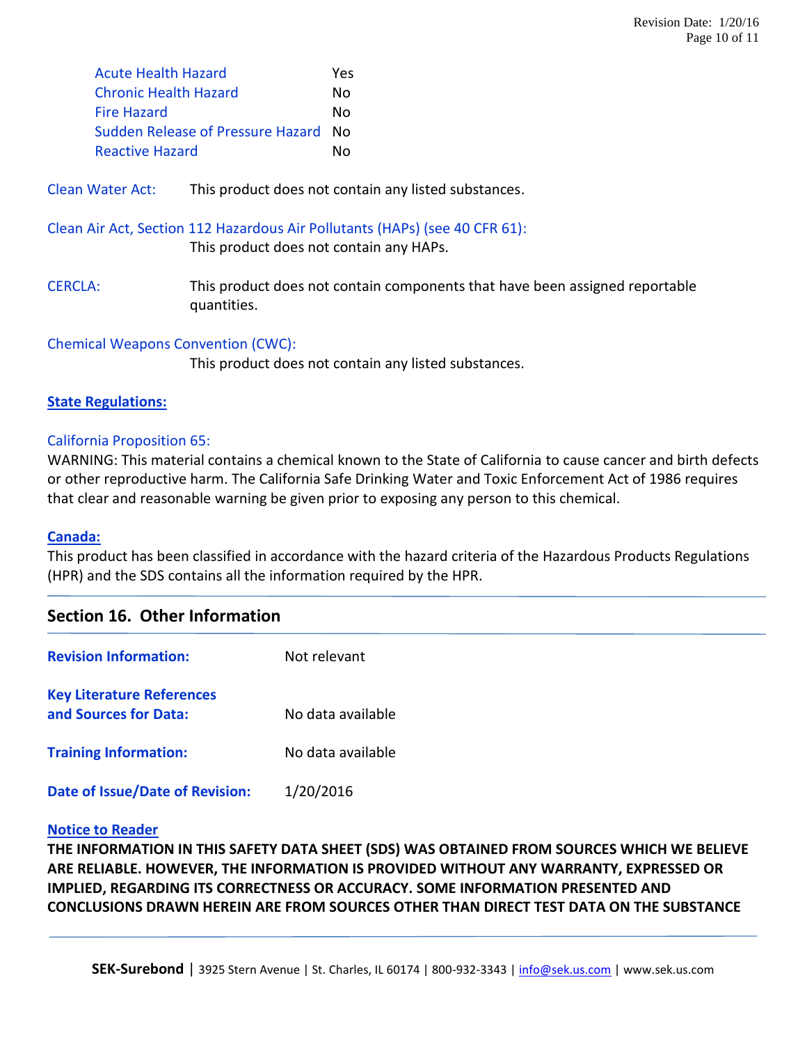| | |
|---|---|
| Acute Health Hazard | Yes |
| Chronic Health Hazard | No |
| Fire Hazard | No |
| Sudden Release of Pressure Hazard | No |
| Reactive Hazard | No |

Clean Water Act: This product does not contain any listed substances.

Clean Air Act, Section 112 Hazardous Air Pollutants (HAPs) (see 40 CFR 61):
This product does not contain any HAPs.

CERCLA: This product does not contain components that have been assigned reportable quantities.

Chemical Weapons Convention (CWC):
This product does not contain any listed substances.

**State Regulations:**

California Proposition 65:
WARNING: This material contains a chemical known to the State of California to cause cancer and birth defects or other reproductive harm. The California Safe Drinking Water and Toxic Enforcement Act of 1986 requires that clear and reasonable warning be given prior to exposing any person to this chemical.

**Canada:**
This product has been classified in accordance with the hazard criteria of the Hazardous Products Regulations (HPR) and the SDS contains all the information required by the HPR.

## Section 16. Other Information

**Revision Information:** Not relevant

**Key Literature References and Sources for Data:** No data available

**Training Information:** No data available

**Date of Issue/Date of Revision:** 1/20/2016

**Notice to Reader**
**THE INFORMATION IN THIS SAFETY DATA SHEET (SDS) WAS OBTAINED FROM SOURCES WHICH WE BELIEVE ARE RELIABLE. HOWEVER, THE INFORMATION IS PROVIDED WITHOUT ANY WARRANTY, EXPRESSED OR IMPLIED, REGARDING ITS CORRECTNESS OR ACCURACY. SOME INFORMATION PRESENTED AND CONCLUSIONS DRAWN HEREIN ARE FROM SOURCES OTHER THAN DIRECT TEST DATA ON THE SUBSTANCE**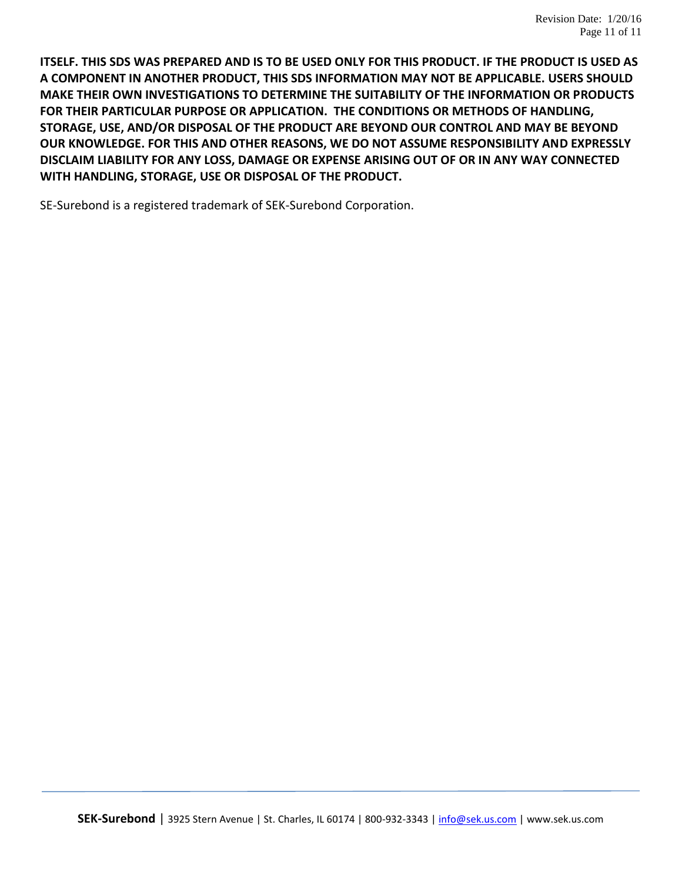**ITSELF. THIS SDS WAS PREPARED AND IS TO BE USED ONLY FOR THIS PRODUCT. IF THE PRODUCT IS USED AS A COMPONENT IN ANOTHER PRODUCT, THIS SDS INFORMATION MAY NOT BE APPLICABLE. USERS SHOULD MAKE THEIR OWN INVESTIGATIONS TO DETERMINE THE SUITABILITY OF THE INFORMATION OR PRODUCTS FOR THEIR PARTICULAR PURPOSE OR APPLICATION. THE CONDITIONS OR METHODS OF HANDLING, STORAGE, USE, AND/OR DISPOSAL OF THE PRODUCT ARE BEYOND OUR CONTROL AND MAY BE BEYOND OUR KNOWLEDGE. FOR THIS AND OTHER REASONS, WE DO NOT ASSUME RESPONSIBILITY AND EXPRESSLY DISCLAIM LIABILITY FOR ANY LOSS, DAMAGE OR EXPENSE ARISING OUT OF OR IN ANY WAY CONNECTED WITH HANDLING, STORAGE, USE OR DISPOSAL OF THE PRODUCT.**

SE-Surebond is a registered trademark of SEK-Surebond Corporation.